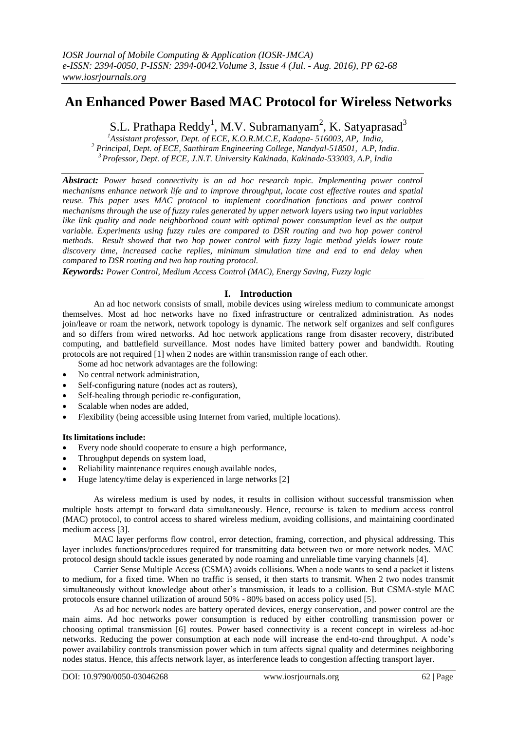# An Enhanced Power Based MAC Protocol for Wireless Networks

S.L. Prathapa Reddy[1], M.V. Subramanyam[2], K. Satyaprasad[3]

[1]Assistant professor, Dept. of ECE, K.O.R.M.C.E, Kadapa- 516003, AP, India,
[2] Principal, Dept. of ECE, Santhiram Engineering College, Nandyal-518501, A.P, India.
[3] Professor, Dept. of ECE, J.N.T. University Kakinada, Kakinada-533003, A.P, India

***Abstract:*** *Power based connectivity is an ad hoc research topic. Implementing power control mechanisms enhance network life and to improve throughput, locate cost effective routes and spatial reuse. This paper uses MAC protocol to implement coordination functions and power control mechanisms through the use of fuzzy rules generated by upper network layers using two input variables like link quality and node neighborhood count with optimal power consumption level as the output variable. Experiments using fuzzy rules are compared to DSR routing and two hop power control methods. Result showed that two hop power control with fuzzy logic method yields lower route discovery time, increased cache replies, minimum simulation time and end to end delay when compared to DSR routing and two hop routing protocol.*

***Keywords:*** *Power Control, Medium Access Control (MAC), Energy Saving, Fuzzy logic*

## I. Introduction

An ad hoc network consists of small, mobile devices using wireless medium to communicate amongst themselves. Most ad hoc networks have no fixed infrastructure or centralized administration. As nodes join/leave or roam the network, network topology is dynamic. The network self organizes and self configures and so differs from wired networks. Ad hoc network applications range from disaster recovery, distributed computing, and battlefield surveillance. Most nodes have limited battery power and bandwidth. Routing protocols are not required [1] when 2 nodes are within transmission range of each other.

Some ad hoc network advantages are the following:

- No central network administration,
- Self-configuring nature (nodes act as routers),
- Self-healing through periodic re-configuration,
- Scalable when nodes are added,
- Flexibility (being accessible using Internet from varied, multiple locations).

**Its limitations include:**

- Every node should cooperate to ensure a high performance,
- Throughput depends on system load,
- Reliability maintenance requires enough available nodes,
- Huge latency/time delay is experienced in large networks [2]

As wireless medium is used by nodes, it results in collision without successful transmission when multiple hosts attempt to forward data simultaneously. Hence, recourse is taken to medium access control (MAC) protocol, to control access to shared wireless medium, avoiding collisions, and maintaining coordinated medium access [3].

MAC layer performs flow control, error detection, framing, correction, and physical addressing. This layer includes functions/procedures required for transmitting data between two or more network nodes. MAC protocol design should tackle issues generated by node roaming and unreliable time varying channels [4].

Carrier Sense Multiple Access (CSMA) avoids collisions. When a node wants to send a packet it listens to medium, for a fixed time. When no traffic is sensed, it then starts to transmit. When 2 two nodes transmit simultaneously without knowledge about other's transmission, it leads to a collision. But CSMA-style MAC protocols ensure channel utilization of around 50% - 80% based on access policy used [5].

As ad hoc network nodes are battery operated devices, energy conservation, and power control are the main aims. Ad hoc networks power consumption is reduced by either controlling transmission power or choosing optimal transmission [6] routes. Power based connectivity is a recent concept in wireless ad-hoc networks. Reducing the power consumption at each node will increase the end-to-end throughput. A node's power availability controls transmission power which in turn affects signal quality and determines neighboring nodes status. Hence, this affects network layer, as interference leads to congestion affecting transport layer.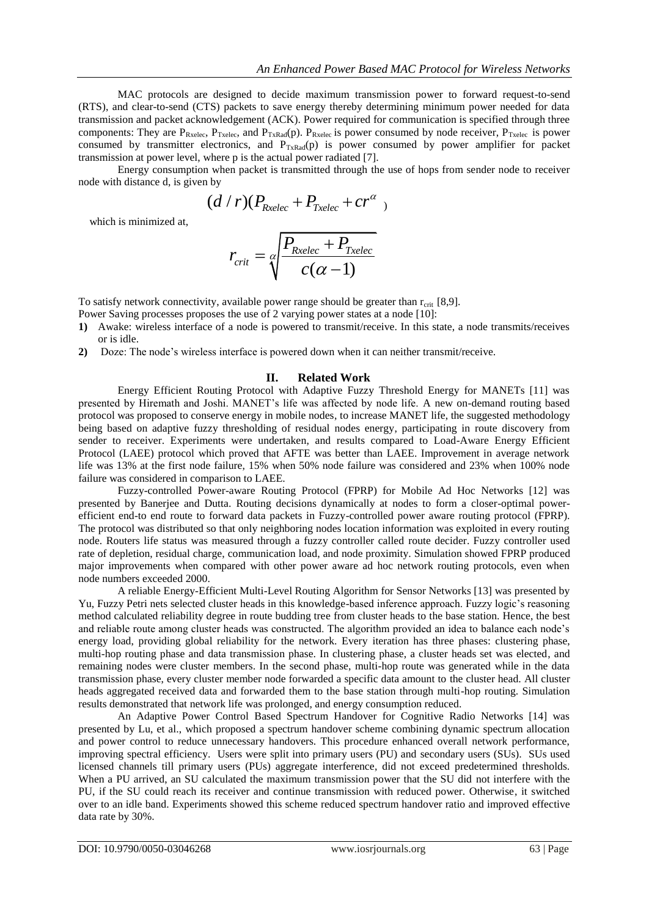MAC protocols are designed to decide maximum transmission power to forward request-to-send (RTS), and clear-to-send (CTS) packets to save energy thereby determining minimum power needed for data transmission and packet acknowledgement (ACK). Power required for communication is specified through three components: They are $P_{Rxelec}$, $P_{Txelec}$, and $P_{TxRad}(p)$. $P_{Rxelec}$ is power consumed by node receiver, $P_{Txelec}$ is power consumed by transmitter electronics, and $P_{TxRad}(p)$ is power consumed by power amplifier for packet transmission at power level, where p is the actual power radiated [7].

Energy consumption when packet is transmitted through the use of hops from sender node to receiver node with distance d, is given by

$$(d/r)(P_{Rxelec} + P_{Txelec} + cr^{\alpha})$$

which is minimized at,

$$r_{crit} = \sqrt[\alpha]{\frac{P_{Rxelec} + P_{Txelec}}{c(\alpha - 1)}}$$

To satisfy network connectivity, available power range should be greater than $r_{crit}$ [8,9].

Power Saving processes proposes the use of 2 varying power states at a node [10]:

1) Awake: wireless interface of a node is powered to transmit/receive. In this state, a node transmits/receives or is idle.
2) Doze: The node's wireless interface is powered down when it can neither transmit/receive.

## II. Related Work

Energy Efficient Routing Protocol with Adaptive Fuzzy Threshold Energy for MANETs [11] was presented by Hiremath and Joshi. MANET's life was affected by node life. A new on-demand routing based protocol was proposed to conserve energy in mobile nodes, to increase MANET life, the suggested methodology being based on adaptive fuzzy thresholding of residual nodes energy, participating in route discovery from sender to receiver. Experiments were undertaken, and results compared to Load-Aware Energy Efficient Protocol (LAEE) protocol which proved that AFTE was better than LAEE. Improvement in average network life was 13% at the first node failure, 15% when 50% node failure was considered and 23% when 100% node failure was considered in comparison to LAEE.

Fuzzy-controlled Power-aware Routing Protocol (FPRP) for Mobile Ad Hoc Networks [12] was presented by Banerjee and Dutta. Routing decisions dynamically at nodes to form a closer-optimal power-efficient end-to end route to forward data packets in Fuzzy-controlled power aware routing protocol (FPRP). The protocol was distributed so that only neighboring nodes location information was exploited in every routing node. Routers life status was measured through a fuzzy controller called route decider. Fuzzy controller used rate of depletion, residual charge, communication load, and node proximity. Simulation showed FPRP produced major improvements when compared with other power aware ad hoc network routing protocols, even when node numbers exceeded 2000.

A reliable Energy-Efficient Multi-Level Routing Algorithm for Sensor Networks [13] was presented by Yu, Fuzzy Petri nets selected cluster heads in this knowledge-based inference approach. Fuzzy logic's reasoning method calculated reliability degree in route budding tree from cluster heads to the base station. Hence, the best and reliable route among cluster heads was constructed. The algorithm provided an idea to balance each node's energy load, providing global reliability for the network. Every iteration has three phases: clustering phase, multi-hop routing phase and data transmission phase. In clustering phase, a cluster heads set was elected, and remaining nodes were cluster members. In the second phase, multi-hop route was generated while in the data transmission phase, every cluster member node forwarded a specific data amount to the cluster head. All cluster heads aggregated received data and forwarded them to the base station through multi-hop routing. Simulation results demonstrated that network life was prolonged, and energy consumption reduced.

An Adaptive Power Control Based Spectrum Handover for Cognitive Radio Networks [14] was presented by Lu, et al., which proposed a spectrum handover scheme combining dynamic spectrum allocation and power control to reduce unnecessary handovers. This procedure enhanced overall network performance, improving spectral efficiency. Users were split into primary users (PU) and secondary users (SUs). SUs used licensed channels till primary users (PUs) aggregate interference, did not exceed predetermined thresholds. When a PU arrived, an SU calculated the maximum transmission power that the SU did not interfere with the PU, if the SU could reach its receiver and continue transmission with reduced power. Otherwise, it switched over to an idle band. Experiments showed this scheme reduced spectrum handover ratio and improved effective data rate by 30%.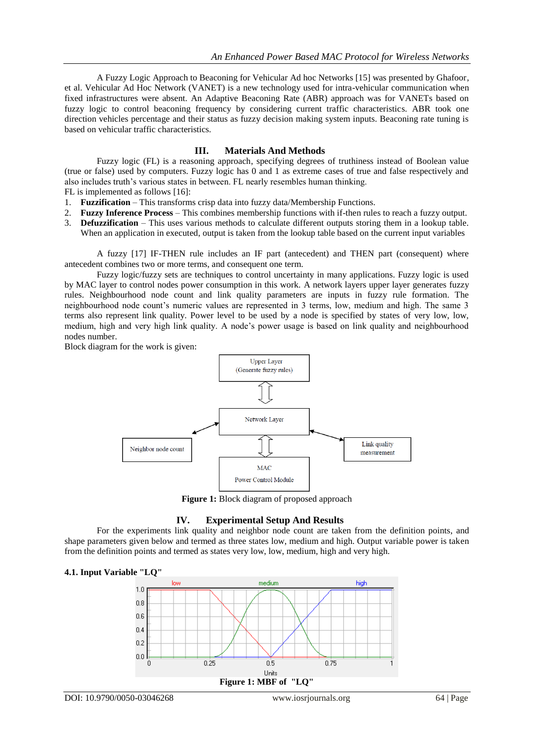A Fuzzy Logic Approach to Beaconing for Vehicular Ad hoc Networks [15] was presented by Ghafoor, et al. Vehicular Ad Hoc Network (VANET) is a new technology used for intra-vehicular communication when fixed infrastructures were absent. An Adaptive Beaconing Rate (ABR) approach was for VANETs based on fuzzy logic to control beaconing frequency by considering current traffic characteristics. ABR took one direction vehicles percentage and their status as fuzzy decision making system inputs. Beaconing rate tuning is based on vehicular traffic characteristics.

## III. Materials And Methods

Fuzzy logic (FL) is a reasoning approach, specifying degrees of truthiness instead of Boolean value (true or false) used by computers. Fuzzy logic has 0 and 1 as extreme cases of true and false respectively and also includes truth's various states in between. FL nearly resembles human thinking.

FL is implemented as follows [16]:

1. **Fuzzification** – This transforms crisp data into fuzzy data/Membership Functions.
2. **Fuzzy Inference Process** – This combines membership functions with if-then rules to reach a fuzzy output.
3. **Defuzzification** – This uses various methods to calculate different outputs storing them in a lookup table. When an application in executed, output is taken from the lookup table based on the current input variables

A fuzzy [17] IF-THEN rule includes an IF part (antecedent) and THEN part (consequent) where antecedent combines two or more terms, and consequent one term.

Fuzzy logic/fuzzy sets are techniques to control uncertainty in many applications. Fuzzy logic is used by MAC layer to control nodes power consumption in this work. A network layers upper layer generates fuzzy rules. Neighbourhood node count and link quality parameters are inputs in fuzzy rule formation. The neighbourhood node count's numeric values are represented in 3 terms, low, medium and high. The same 3 terms also represent link quality. Power level to be used by a node is specified by states of very low, low, medium, high and very high link quality. A node's power usage is based on link quality and neighbourhood nodes number.

Block diagram for the work is given:

**Figure 1:** Block diagram of proposed approach

## IV. Experimental Setup And Results

For the experiments link quality and neighbor node count are taken from the definition points, and shape parameters given below and termed as three states low, medium and high. Output variable power is taken from the definition points and termed as states very low, low, medium, high and very high.

### 4.1. Input Variable "LQ"

**Figure 1: MBF of "LQ"**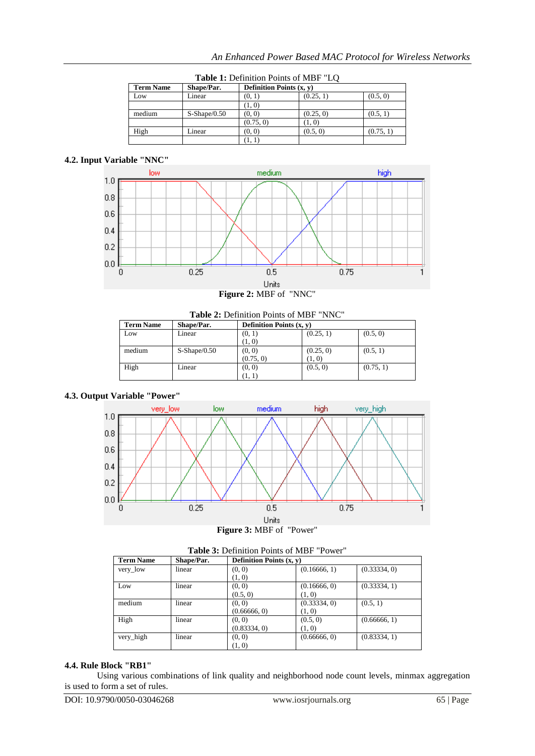**Table 1:** Definition Points of MBF "LQ

| Term Name | Shape/Par. | Definition Points (x, y) | | |
|---|---|---|---|---|
| Low | Linear | (0, 1) | (0.25, 1) | (0.5, 0) |
| | | (1, 0) | | |
| medium | S-Shape/0.50 | (0, 0) | (0.25, 0) | (0.5, 1) |
| | | (0.75, 0) | (1, 0) | |
| High | Linear | (0, 0) | (0.5, 0) | (0.75, 1) |
| | | (1, 1) | | |

### 4.2. Input Variable "NNC"

**Figure 2:** MBF of "NNC"

**Table 2:** Definition Points of MBF "NNC"

| Term Name | Shape/Par. | Definition Points (x, y) | | |
|---|---|---|---|---|
| Low | Linear | (0, 1)<br>(1, 0) | (0.25, 1) | (0.5, 0) |
| medium | S-Shape/0.50 | (0, 0)<br>(0.75, 0) | (0.25, 0)<br>(1, 0) | (0.5, 1) |
| High | Linear | (0, 0)<br>(1, 1) | (0.5, 0) | (0.75, 1) |

### 4.3. Output Variable "Power"

**Figure 3:** MBF of "Power"

**Table 3:** Definition Points of MBF "Power"

| Term Name | Shape/Par. | Definition Points (x, y) | | |
|---|---|---|---|---|
| very_low | linear | (0, 0)<br>(1, 0) | (0.16666, 1) | (0.33334, 0) |
| Low | linear | (0, 0)<br>(0.5, 0) | (0.16666, 0)<br>(1, 0) | (0.33334, 1) |
| medium | linear | (0, 0)<br>(0.66666, 0) | (0.33334, 0)<br>(1, 0) | (0.5, 1) |
| High | linear | (0, 0)<br>(0.83334, 0) | (0.5, 0)<br>(1, 0) | (0.66666, 1) |
| very_high | linear | (0, 0)<br>(1, 0) | (0.66666, 0) | (0.83334, 1) |

### 4.4. Rule Block "RB1"

Using various combinations of link quality and neighborhood node count levels, minmax aggregation is used to form a set of rules.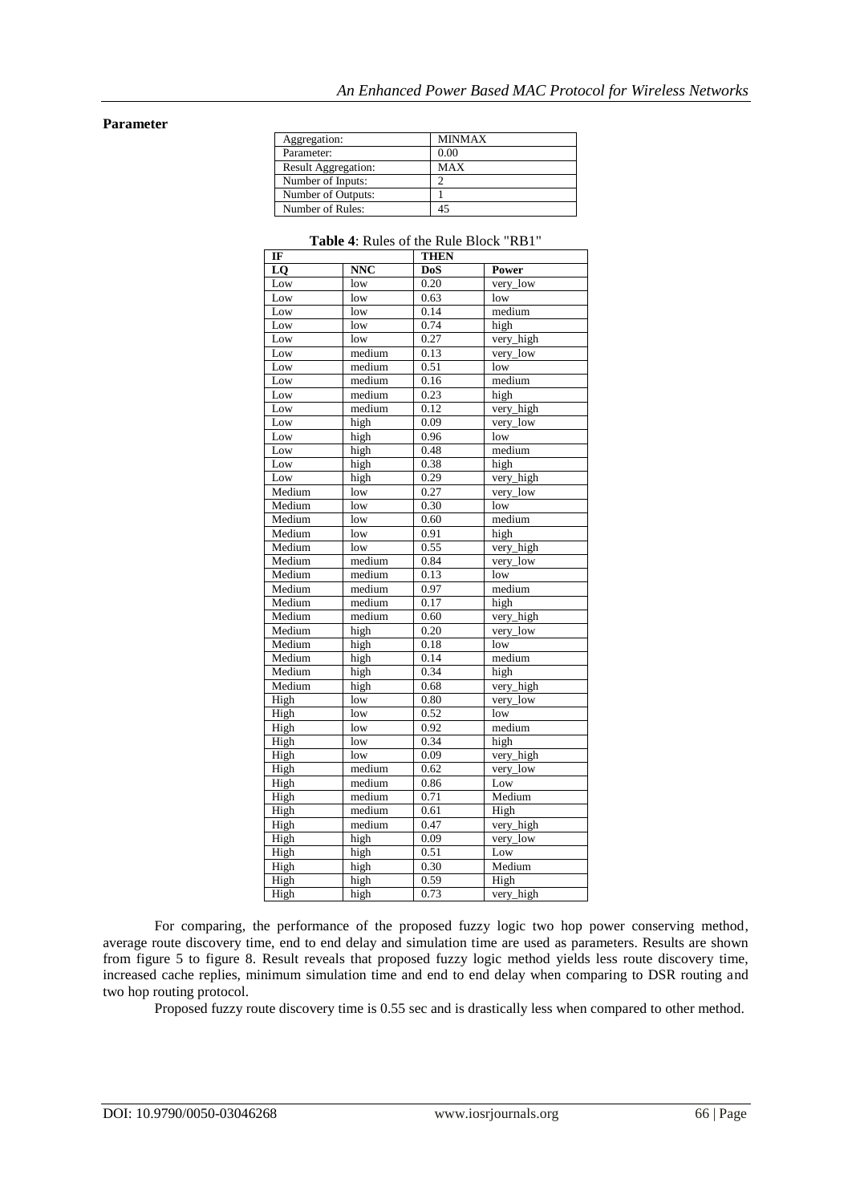**Parameter**

| Aggregation: | MINMAX |
|---|---|
| Parameter: | 0.00 |
| Result Aggregation: | MAX |
| Number of Inputs: | 2 |
| Number of Outputs: | 1 |
| Number of Rules: | 45 |

**Table 4**: Rules of the Rule Block "RB1"

| IF | | THEN | |
|---|---|---|---|
| **LQ** | **NNC** | **DoS** | **Power** |
| Low | low | 0.20 | very_low |
| Low | low | 0.63 | low |
| Low | low | 0.14 | medium |
| Low | low | 0.74 | high |
| Low | low | 0.27 | very_high |
| Low | medium | 0.13 | very_low |
| Low | medium | 0.51 | low |
| Low | medium | 0.16 | medium |
| Low | medium | 0.23 | high |
| Low | medium | 0.12 | very_high |
| Low | high | 0.09 | very_low |
| Low | high | 0.96 | low |
| Low | high | 0.48 | medium |
| Low | high | 0.38 | high |
| Low | high | 0.29 | very_high |
| Medium | low | 0.27 | very_low |
| Medium | low | 0.30 | low |
| Medium | low | 0.60 | medium |
| Medium | low | 0.91 | high |
| Medium | low | 0.55 | very_high |
| Medium | medium | 0.84 | very_low |
| Medium | medium | 0.13 | low |
| Medium | medium | 0.97 | medium |
| Medium | medium | 0.17 | high |
| Medium | medium | 0.60 | very_high |
| Medium | high | 0.20 | very_low |
| Medium | high | 0.18 | low |
| Medium | high | 0.14 | medium |
| Medium | high | 0.34 | high |
| Medium | high | 0.68 | very_high |
| High | low | 0.80 | very_low |
| High | low | 0.52 | low |
| High | low | 0.92 | medium |
| High | low | 0.34 | high |
| High | low | 0.09 | very_high |
| High | medium | 0.62 | very_low |
| High | medium | 0.86 | Low |
| High | medium | 0.71 | Medium |
| High | medium | 0.61 | High |
| High | medium | 0.47 | very_high |
| High | high | 0.09 | very_low |
| High | high | 0.51 | Low |
| High | high | 0.30 | Medium |
| High | high | 0.59 | High |
| High | high | 0.73 | very_high |

For comparing, the performance of the proposed fuzzy logic two hop power conserving method, average route discovery time, end to end delay and simulation time are used as parameters. Results are shown from figure 5 to figure 8. Result reveals that proposed fuzzy logic method yields less route discovery time, increased cache replies, minimum simulation time and end to end delay when comparing to DSR routing and two hop routing protocol.

Proposed fuzzy route discovery time is 0.55 sec and is drastically less when compared to other method.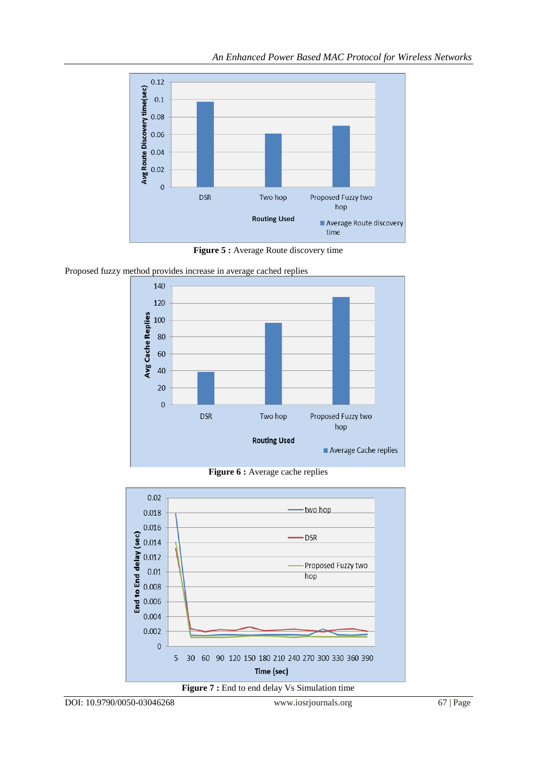**Figure 5 :** Average Route discovery time

Proposed fuzzy method provides increase in average cached replies

**Figure 6 :** Average cache replies

**Figure 7 :** End to end delay Vs Simulation time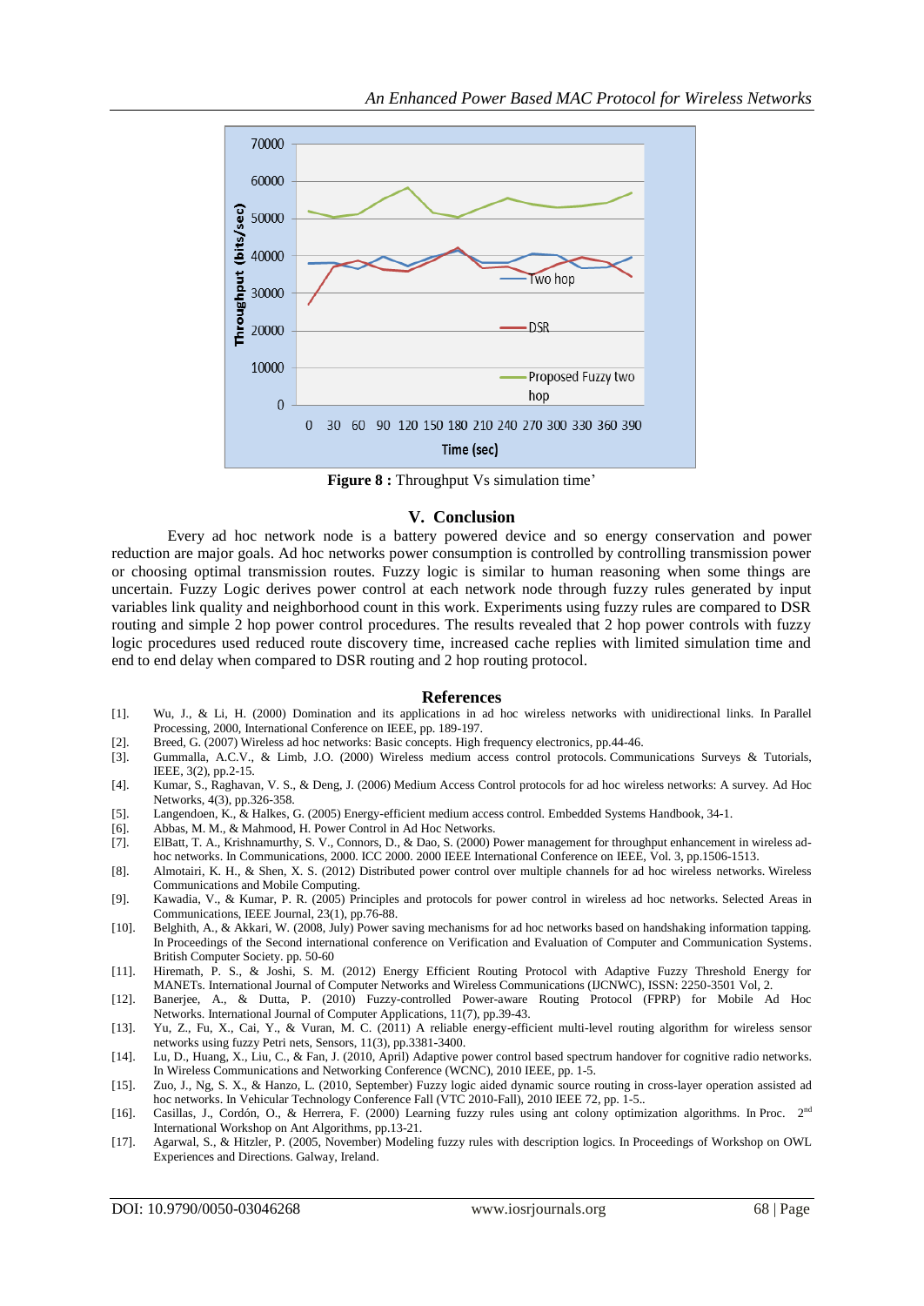70000
60000
50000
40000
30000
20000
10000
0

Throughput (bits/sec)

0 30 60 90 120 150 180 210 240 270 300 330 360 390

Time (sec)

Two hop
DSR
Proposed Fuzzy two hop

**Figure 8 :** Throughput Vs simulation time'

## V. Conclusion

Every ad hoc network node is a battery powered device and so energy conservation and power reduction are major goals. Ad hoc networks power consumption is controlled by controlling transmission power or choosing optimal transmission routes. Fuzzy logic is similar to human reasoning when some things are uncertain. Fuzzy Logic derives power control at each network node through fuzzy rules generated by input variables link quality and neighborhood count in this work. Experiments using fuzzy rules are compared to DSR routing and simple 2 hop power control procedures. The results revealed that 2 hop power controls with fuzzy logic procedures used reduced route discovery time, increased cache replies with limited simulation time and end to end delay when compared to DSR routing and 2 hop routing protocol.

## References

[1]. Wu, J., & Li, H. (2000) Domination and its applications in ad hoc wireless networks with unidirectional links. In Parallel Processing, 2000, International Conference on IEEE, pp. 189-197.

[2]. Breed, G. (2007) Wireless ad hoc networks: Basic concepts. High frequency electronics, pp.44-46.

[3]. Gummalla, A.C.V., & Limb, J.O. (2000) Wireless medium access control protocols. Communications Surveys & Tutorials, IEEE, 3(2), pp.2-15.

[4]. Kumar, S., Raghavan, V. S., & Deng, J. (2006) Medium Access Control protocols for ad hoc wireless networks: A survey. Ad Hoc Networks, 4(3), pp.326-358.

[5]. Langendoen, K., & Halkes, G. (2005) Energy-efficient medium access control. Embedded Systems Handbook, 34-1.

[6]. Abbas, M. M., & Mahmood, H. Power Control in Ad Hoc Networks.

[7]. ElBatt, T. A., Krishnamurthy, S. V., Connors, D., & Dao, S. (2000) Power management for throughput enhancement in wireless ad-hoc networks. In Communications, 2000. ICC 2000. 2000 IEEE International Conference on IEEE, Vol. 3, pp.1506-1513.

[8]. Almotairi, K. H., & Shen, X. S. (2012) Distributed power control over multiple channels for ad hoc wireless networks. Wireless Communications and Mobile Computing.

[9]. Kawadia, V., & Kumar, P. R. (2005) Principles and protocols for power control in wireless ad hoc networks. Selected Areas in Communications, IEEE Journal, 23(1), pp.76-88.

[10]. Belghith, A., & Akkari, W. (2008, July) Power saving mechanisms for ad hoc networks based on handshaking information tapping. In Proceedings of the Second international conference on Verification and Evaluation of Computer and Communication Systems. British Computer Society. pp. 50-60

[11]. Hiremath, P. S., & Joshi, S. M. (2012) Energy Efficient Routing Protocol with Adaptive Fuzzy Threshold Energy for MANETs. International Journal of Computer Networks and Wireless Communications (IJCNWC), ISSN: 2250-3501 Vol, 2.

[12]. Banerjee, A., & Dutta, P. (2010) Fuzzy-controlled Power-aware Routing Protocol (FPRP) for Mobile Ad Hoc Networks. International Journal of Computer Applications, 11(7), pp.39-43.

[13]. Yu, Z., Fu, X., Cai, Y., & Vuran, M. C. (2011) A reliable energy-efficient multi-level routing algorithm for wireless sensor networks using fuzzy Petri nets, Sensors, 11(3), pp.3381-3400.

[14]. Lu, D., Huang, X., Liu, C., & Fan, J. (2010, April) Adaptive power control based spectrum handover for cognitive radio networks. In Wireless Communications and Networking Conference (WCNC), 2010 IEEE, pp. 1-5.

[15]. Zuo, J., Ng, S. X., & Hanzo, L. (2010, September) Fuzzy logic aided dynamic source routing in cross-layer operation assisted ad hoc networks. In Vehicular Technology Conference Fall (VTC 2010-Fall), 2010 IEEE 72, pp. 1-5..

[16]. Casillas, J., Cordón, O., & Herrera, F. (2000) Learning fuzzy rules using ant colony optimization algorithms. In Proc. 2nd International Workshop on Ant Algorithms, pp.13-21.

[17]. Agarwal, S., & Hitzler, P. (2005, November) Modeling fuzzy rules with description logics. In Proceedings of Workshop on OWL Experiences and Directions. Galway, Ireland.